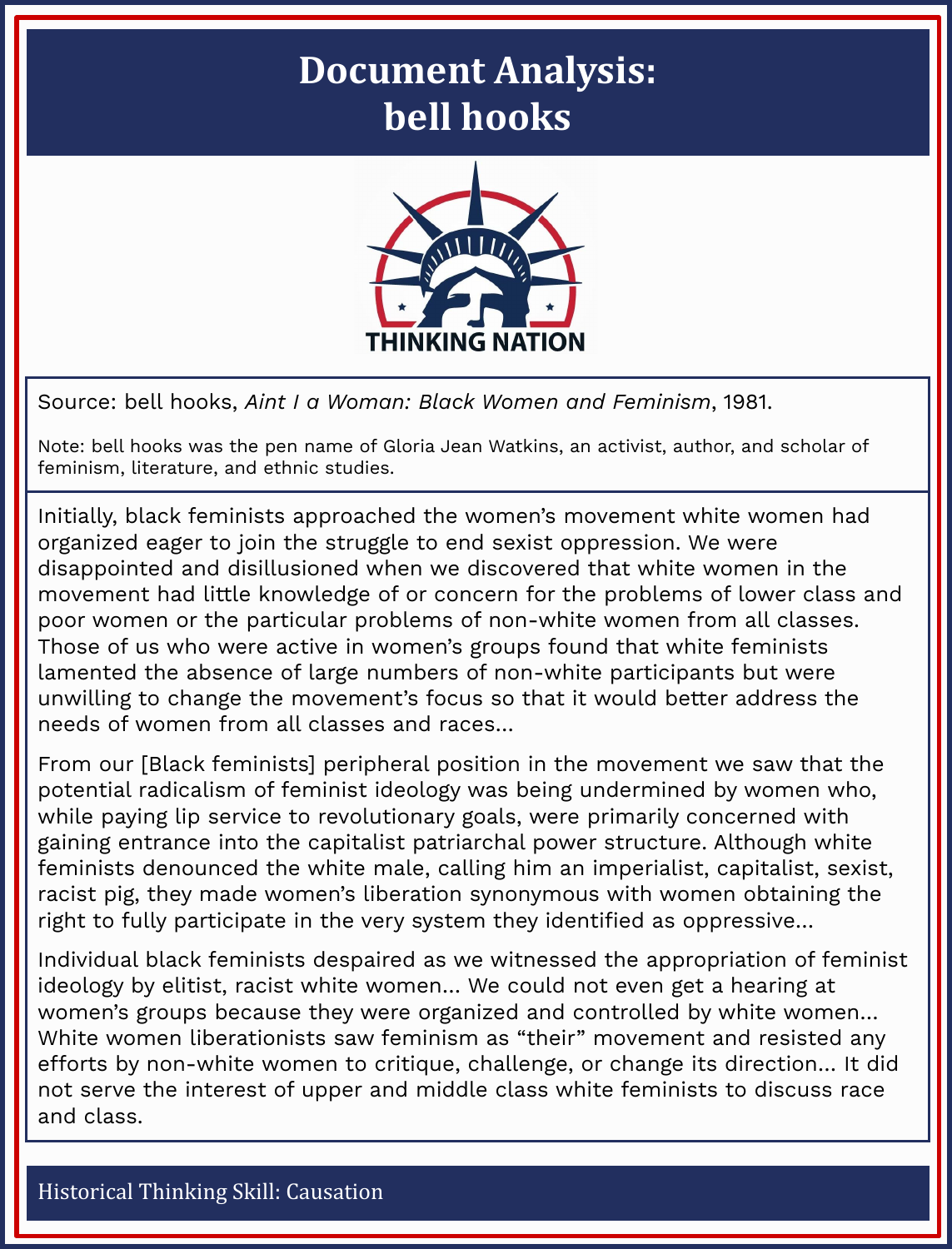# Document Analysis: bell hooks

THINKING NATION

Source: bell hooks, *Aint I a Woman: Black Women and Feminism*, 1981.

Note: bell hooks was the pen name of Gloria Jean Watkins, an activist, author, and scholar of feminism, literature, and ethnic studies.

Initially, black feminists approached the women's movement white women had organized eager to join the struggle to end sexist oppression. We were disappointed and disillusioned when we discovered that white women in the movement had little knowledge of or concern for the problems of lower class and poor women or the particular problems of non-white women from all classes. Those of us who were active in women's groups found that white feminists lamented the absence of large numbers of non-white participants but were unwilling to change the movement's focus so that it would better address the needs of women from all classes and races...

From our [Black feminists] peripheral position in the movement we saw that the potential radicalism of feminist ideology was being undermined by women who, while paying lip service to revolutionary goals, were primarily concerned with gaining entrance into the capitalist patriarchal power structure. Although white feminists denounced the white male, calling him an imperialist, capitalist, sexist, racist pig, they made women's liberation synonymous with women obtaining the right to fully participate in the very system they identified as oppressive...

Individual black feminists despaired as we witnessed the appropriation of feminist ideology by elitist, racist white women... We could not even get a hearing at women's groups because they were organized and controlled by white women... White women liberationists saw feminism as "their" movement and resisted any efforts by non-white women to critique, challenge, or change its direction... It did not serve the interest of upper and middle class white feminists to discuss race and class.

Historical Thinking Skill: Causation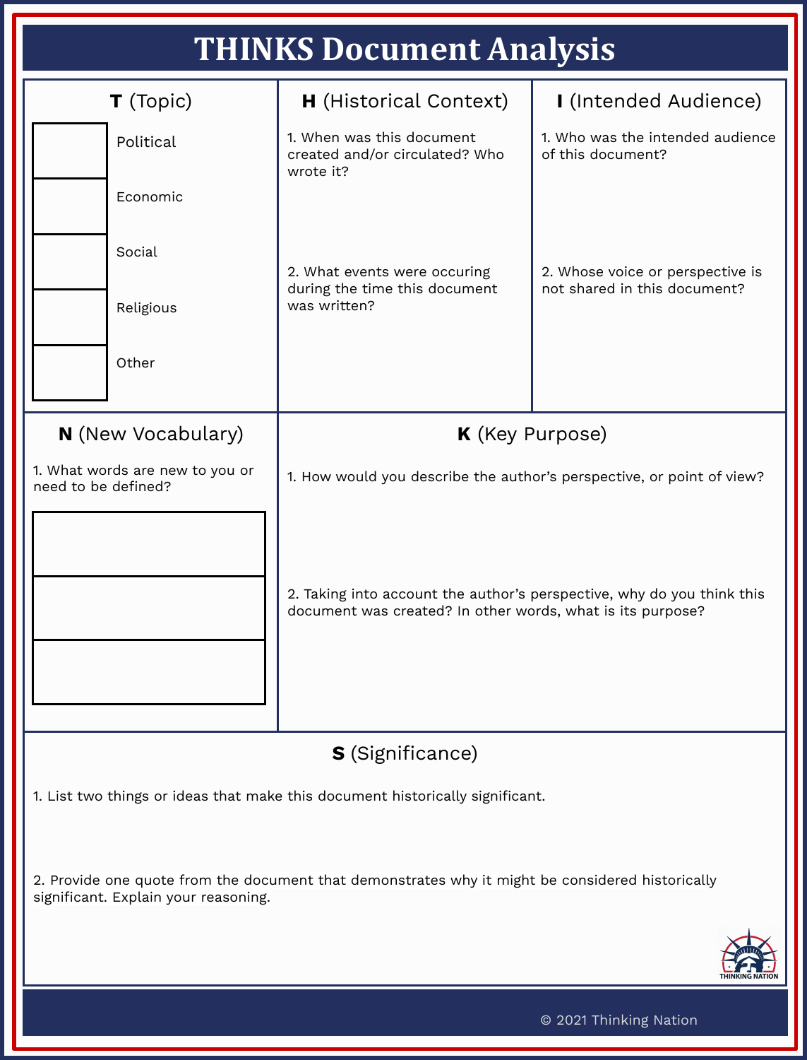# THINKS Document Analysis

## T (Topic)

| | |
|---|---|
| | Political |
| | Economic |
| | Social |
| | Religious |
| | Other |

## H (Historical Context)

1. When was this document created and/or circulated? Who wrote it?

2. What events were occuring during the time this document was written?

## I (Intended Audience)

1. Who was the intended audience of this document?

2. Whose voice or perspective is not shared in this document?

## N (New Vocabulary)

1. What words are new to you or need to be defined?

| |
|---|
| |
| |
| |

## K (Key Purpose)

1. How would you describe the author's perspective, or point of view?

2. Taking into account the author's perspective, why do you think this document was created? In other words, what is its purpose?

## S (Significance)

1. List two things or ideas that make this document historically significant.

2. Provide one quote from the document that demonstrates why it might be considered historically significant. Explain your reasoning.

THINKING NATION

© 2021 Thinking Nation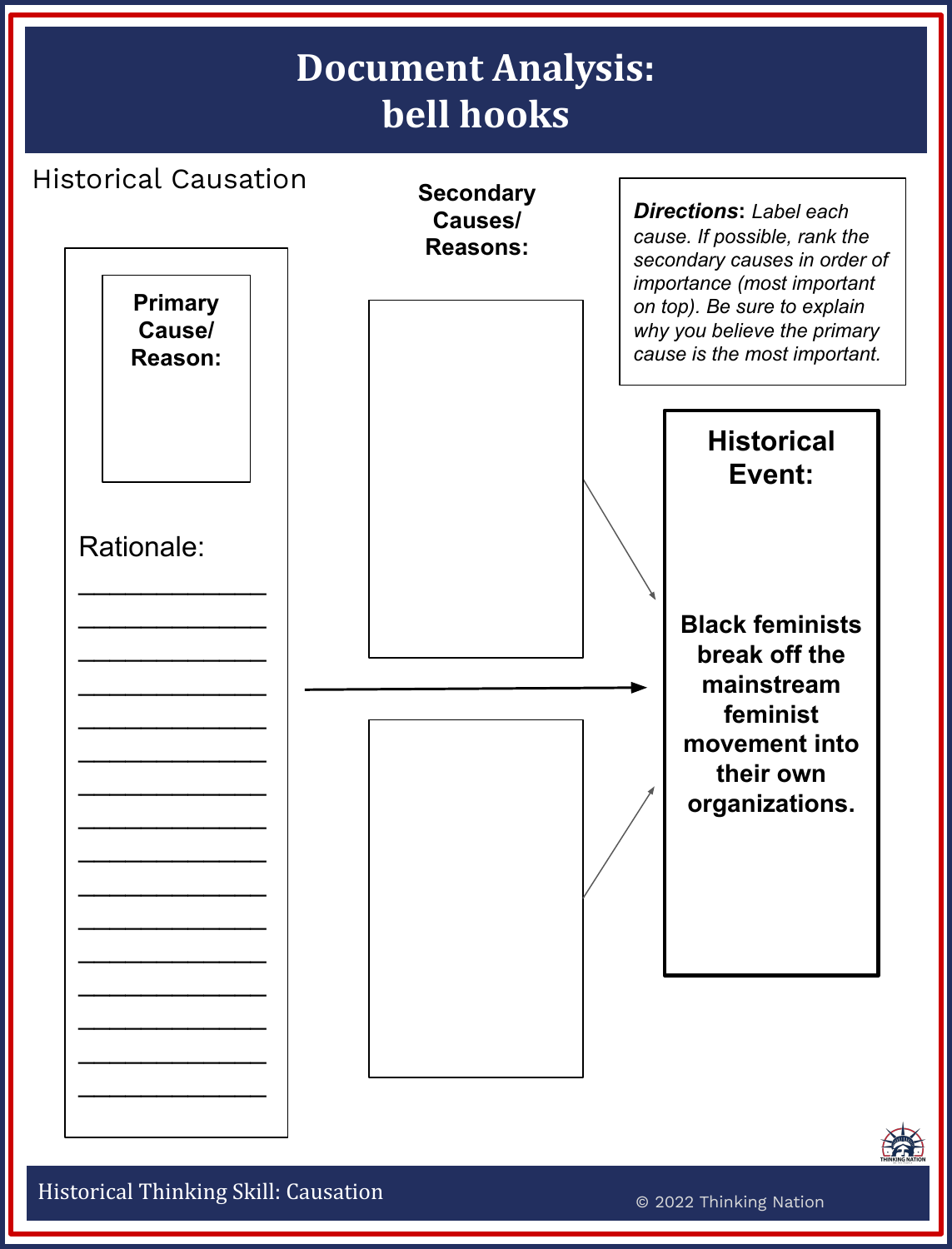# Document Analysis: bell hooks

## Historical Causation

**Secondary Causes/ Reasons:**

***Directions***: *Label each cause. If possible, rank the secondary causes in order of importance (most important on top). Be sure to explain why you believe the primary cause is the most important.*

**Primary Cause/ Reason:**

Rationale:

_______________

_______________

_______________

_______________

_______________

_______________

_______________

_______________

_______________

_______________

_______________

_______________

_______________

_______________

_______________

_______________

**Historical Event:**

**Black feminists break off the mainstream feminist movement into their own organizations.**

Historical Thinking Skill: Causation

© 2022 Thinking Nation